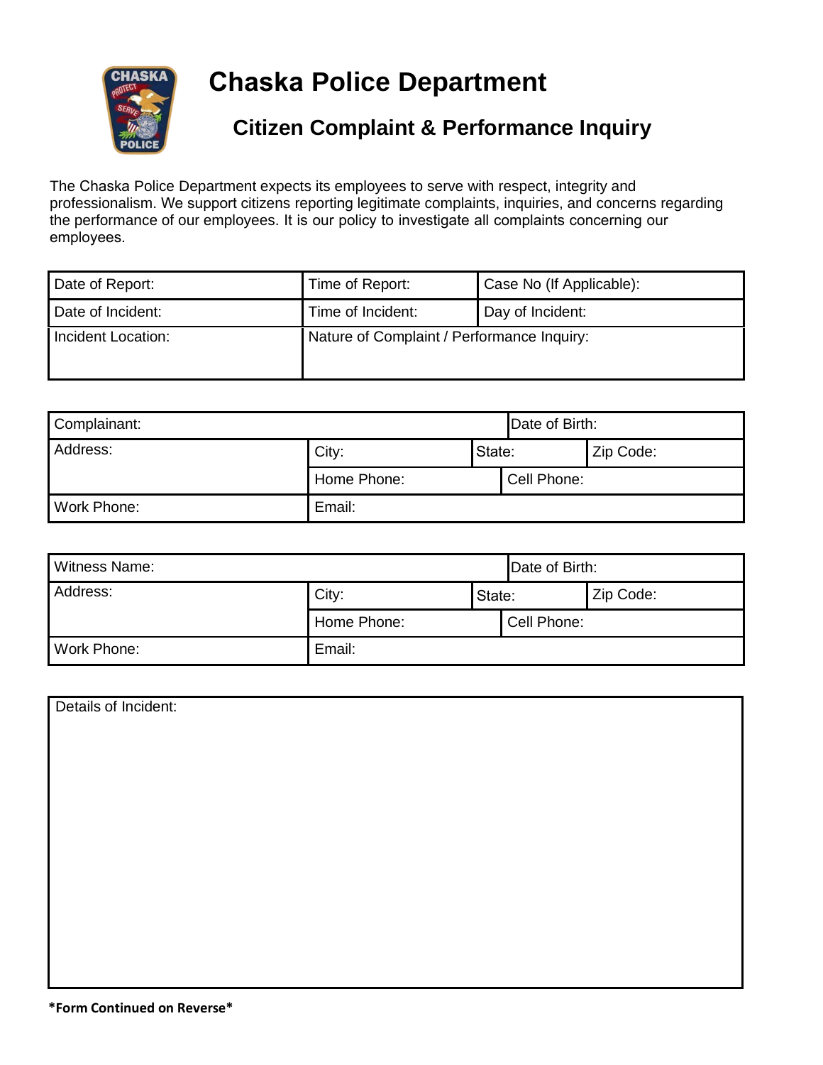# Chaska Police Department

## Citizen Complaint & Performance Inquiry

The Chaska Police Department expects its employees to serve with respect, integrity and professionalism. We support citizens reporting legitimate complaints, inquiries, and concerns regarding the performance of our employees. It is our policy to investigate all complaints concerning our employees.

| Date of Report: | Time of Report: | Case No (If Applicable): |
|---|---|---|
| Date of Incident: | Time of Incident: | Day of Incident: |
| Incident Location: | Nature of Complaint / Performance Inquiry: | |

| Complainant: | | | Date of Birth: | |
|---|---|---|---|---|
| Address: | City: | State: | | Zip Code: |
| | Home Phone: | | Cell Phone: | |
| Work Phone: | Email: | | | |

| Witness Name: | | | Date of Birth: | |
|---|---|---|---|---|
| Address: | City: | State: | | Zip Code: |
| | Home Phone: | | Cell Phone: | |
| Work Phone: | Email: | | | |

| Details of Incident: |
|---|
| |

**\*Form Continued on Reverse\***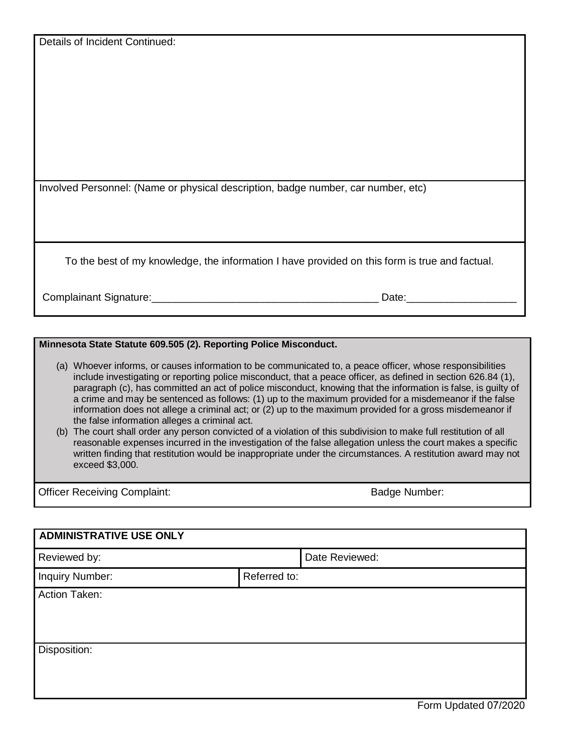Details of Incident Continued:

Involved Personnel: (Name or physical description, badge number, car number, etc)

To the best of my knowledge, the information I have provided on this form is true and factual.

Complainant Signature:_______________________________________ Date:__________________

**Minnesota State Statute 609.505 (2). Reporting Police Misconduct.**

(a) Whoever informs, or causes information to be communicated to, a peace officer, whose responsibilities include investigating or reporting police misconduct, that a peace officer, as defined in section 626.84 (1), paragraph (c), has committed an act of police misconduct, knowing that the information is false, is guilty of a crime and may be sentenced as follows: (1) up to the maximum provided for a misdemeanor if the false information does not allege a criminal act; or (2) up to the maximum provided for a gross misdemeanor if the false information alleges a criminal act.

(b) The court shall order any person convicted of a violation of this subdivision to make full restitution of all reasonable expenses incurred in the investigation of the false allegation unless the court makes a specific written finding that restitution would be inappropriate under the circumstances. A restitution award may not exceed $3,000.

Officer Receiving Complaint: Badge Number:

**ADMINISTRATIVE USE ONLY**

| | |
|---|---|
| Reviewed by: | Date Reviewed: |
| Inquiry Number: | Referred to: |

Action Taken:

Disposition:

Form Updated 07/2020